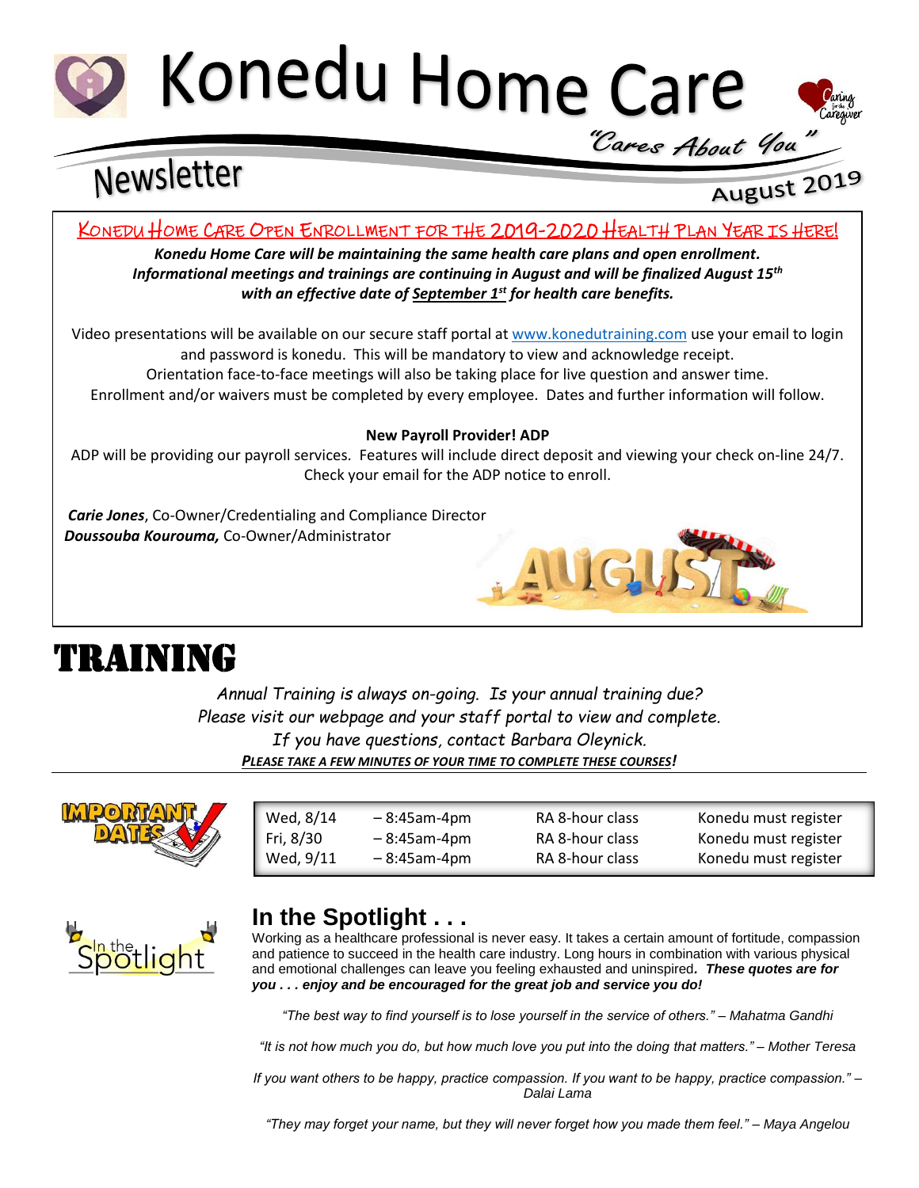# Konedu Home Care

*"Cares About You"*

## Newsletter

August 2019

### KONEDU HOME CARE OPEN ENROLLMENT FOR THE 2019-2020 HEALTH PLAN YEAR IS HERE!

***Konedu Home Care will be maintaining the same health care plans and open enrollment. Informational meetings and trainings are continuing in August and will be finalized August 15th with an effective date of September 1st for health care benefits.***

Video presentations will be available on our secure staff portal at www.konedutraining.com use your email to login and password is konedu. This will be mandatory to view and acknowledge receipt. Orientation face-to-face meetings will also be taking place for live question and answer time. Enrollment and/or waivers must be completed by every employee. Dates and further information will follow.

**New Payroll Provider! ADP**

ADP will be providing our payroll services. Features will include direct deposit and viewing your check on-line 24/7. Check your email for the ADP notice to enroll.

***Carie Jones***, Co-Owner/Credentialing and Compliance Director
***Doussouba Kourouma,*** Co-Owner/Administrator

# TRAINING

*Annual Training is always on-going. Is your annual training due?*
*Please visit our webpage and your staff portal to view and complete.*
*If you have questions, contact Barbara Oleynick.*
***PLEASE TAKE A FEW MINUTES OF YOUR TIME TO COMPLETE THESE COURSES!***

IMPORTANT DATES

| Date | Time | Class | Note |
|---|---|---|---|
| Wed, 8/14 | – 8:45am-4pm | RA 8-hour class | Konedu must register |
| Fri, 8/30 | – 8:45am-4pm | RA 8-hour class | Konedu must register |
| Wed, 9/11 | – 8:45am-4pm | RA 8-hour class | Konedu must register |

## In the Spotlight . . .

Working as a healthcare professional is never easy. It takes a certain amount of fortitude, compassion and patience to succeed in the health care industry. Long hours in combination with various physical and emotional challenges can leave you feeling exhausted and uninspired**. *These quotes are for you . . . enjoy and be encouraged for the great job and service you do!***

*"The best way to find yourself is to lose yourself in the service of others." – Mahatma Gandhi*

*"It is not how much you do, but how much love you put into the doing that matters." – Mother Teresa*

*If you want others to be happy, practice compassion. If you want to be happy, practice compassion." – Dalai Lama*

*"They may forget your name, but they will never forget how you made them feel." – Maya Angelou*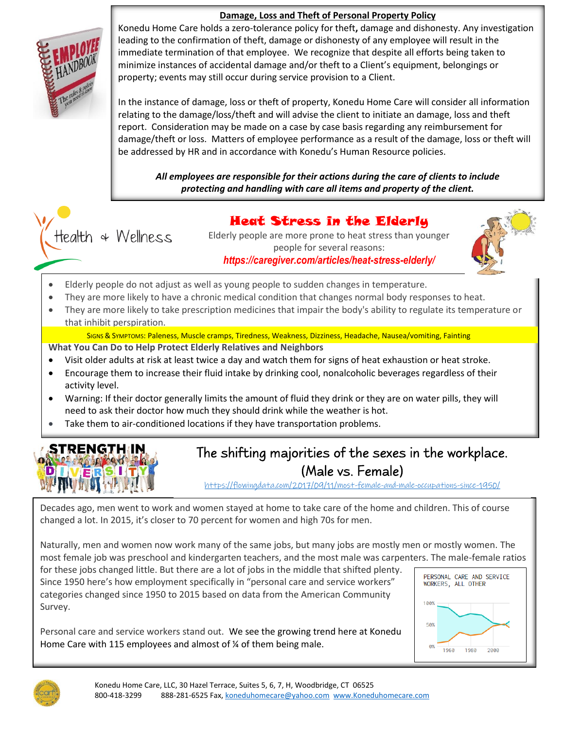## Damage, Loss and Theft of Personal Property Policy

Konedu Home Care holds a zero-tolerance policy for theft**,** damage and dishonesty. Any investigation leading to the confirmation of theft, damage or dishonesty of any employee will result in the immediate termination of that employee. We recognize that despite all efforts being taken to minimize instances of accidental damage and/or theft to a Client's equipment, belongings or property; events may still occur during service provision to a Client.

In the instance of damage, loss or theft of property, Konedu Home Care will consider all information relating to the damage/loss/theft and will advise the client to initiate an damage, loss and theft report. Consideration may be made on a case by case basis regarding any reimbursement for damage/theft or loss. Matters of employee performance as a result of the damage, loss or theft will be addressed by HR and in accordance with Konedu's Human Resource policies.

***All employees are responsible for their actions during the care of clients to include protecting and handling with care all items and property of the client.***

Health & Wellness

## Heat Stress in the Elderly

Elderly people are more prone to heat stress than younger people for several reasons:

***https://caregiver.com/articles/heat-stress-elderly/***

- Elderly people do not adjust as well as young people to sudden changes in temperature.
- They are more likely to have a chronic medical condition that changes normal body responses to heat.
- They are more likely to take prescription medicines that impair the body's ability to regulate its temperature or that inhibit perspiration.

Signs & Symptoms: Paleness, Muscle cramps, Tiredness, Weakness, Dizziness, Headache, Nausea/vomiting, Fainting

**What You Can Do to Help Protect Elderly Relatives and Neighbors**

- Visit older adults at risk at least twice a day and watch them for signs of heat exhaustion or heat stroke.
- Encourage them to increase their fluid intake by drinking cool, nonalcoholic beverages regardless of their activity level.
- Warning: If their doctor generally limits the amount of fluid they drink or they are on water pills, they will need to ask their doctor how much they should drink while the weather is hot.
- Take them to air-conditioned locations if they have transportation problems.

STRENGTH IN DIVERSITY

## The shifting majorities of the sexes in the workplace. (Male vs. Female)

https://flowingdata.com/2017/09/11/most-female-and-male-occupations-since-1950/

Decades ago, men went to work and women stayed at home to take care of the home and children. This of course changed a lot. In 2015, it's closer to 70 percent for women and high 70s for men.

Naturally, men and women now work many of the same jobs, but many jobs are mostly men or mostly women. The most female job was preschool and kindergarten teachers, and the most male was carpenters. The male-female ratios for these jobs changed little. But there are a lot of jobs in the middle that shifted plenty. Since 1950 here's how employment specifically in "personal care and service workers" categories changed since 1950 to 2015 based on data from the American Community Survey.

PERSONAL CARE AND SERVICE WORKERS, ALL OTHER

100%

50%

0%

1960

1980

2000

Personal care and service workers stand out. We see the growing trend here at Konedu Home Care with 115 employees and almost of ¼ of them being male.

Konedu Home Care, LLC, 30 Hazel Terrace, Suites 5, 6, 7, H, Woodbridge, CT 06525

800-418-3299 888-281-6525 Fax, koneduhomecare@yahoo.com www.Koneduhomecare.com